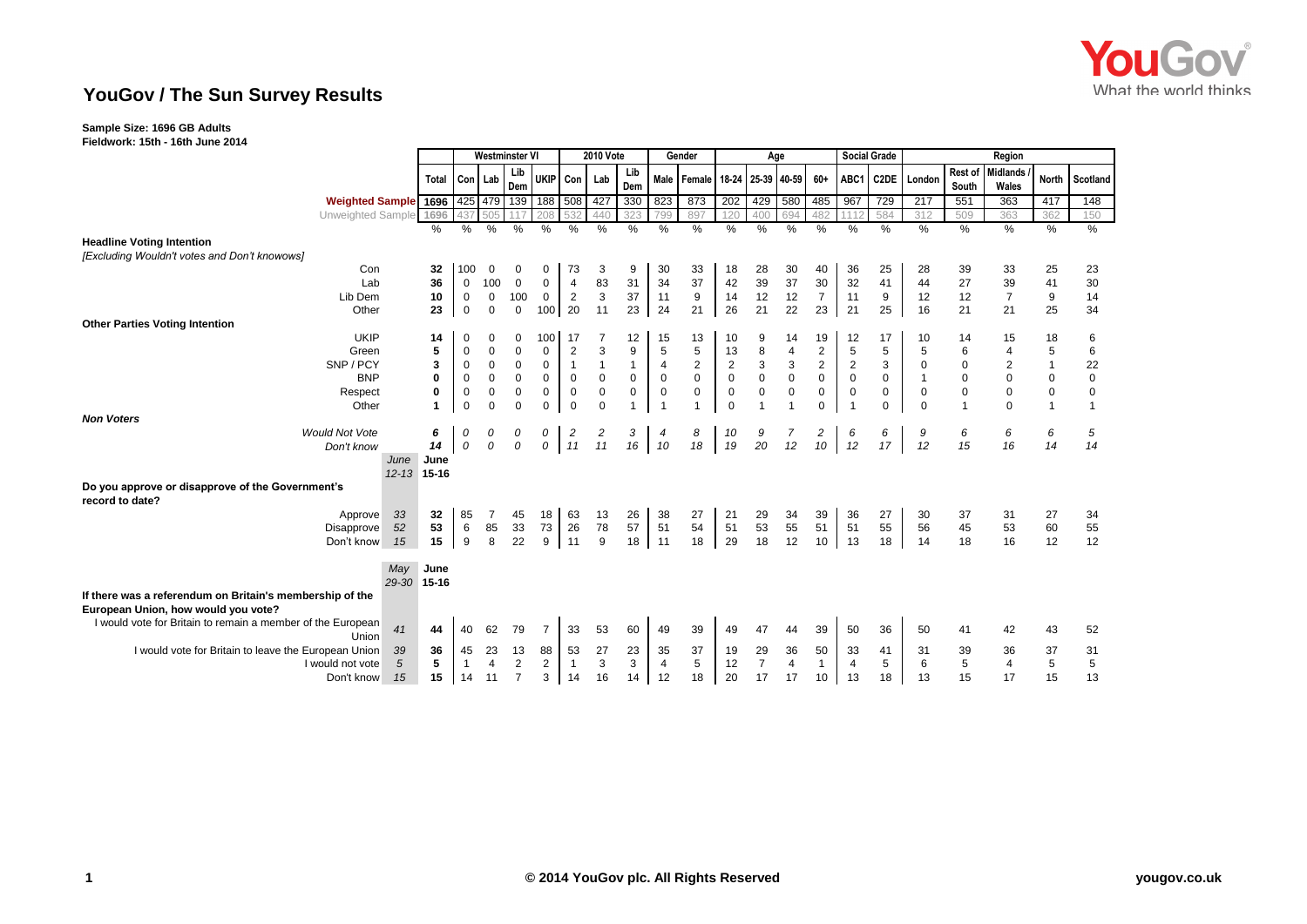# YouGov / The Sun Survey Results

**Sample Size: 1696 GB Adults**
**Fieldwork: 15th - 16th June 2014**

| | | Total | Westminster VI | | | | 2010 Vote | | | Gender | | Age | | | | Social Grade | | Region | | | | |
|---|---|---|---|---|---|---|---|---|---|---|---|---|---|---|---|---|---|---|---|---|---|---|
| | | | Con | Lab | Lib Dem | UKIP | Con | Lab | Lib Dem | Male | Female | 18-24 | 25-39 | 40-59 | 60+ | ABC1 | C2DE | London | Rest of South | Midlands / Wales | North | Scotland |
| **Weighted Sample** | | 1696 | 425 | 479 | 139 | 188 | 508 | 427 | 330 | 823 | 873 | 202 | 429 | 580 | 485 | 967 | 729 | 217 | 551 | 363 | 417 | 148 |
| Unweighted Sample | | 1696 | 437 | 505 | 117 | 208 | 532 | 440 | 323 | 799 | 897 | 120 | 400 | 694 | 482 | 1112 | 584 | 312 | 509 | 363 | 362 | 150 |
| | | % | % | % | % | % | % | % | % | % | % | % | % | % | % | % | % | % | % | % | % | % |
| **Headline Voting Intention** | | | | | | | | | | | | | | | | | | | | | | |
| *[Excluding Wouldn't votes and Don't knowows]* | | | | | | | | | | | | | | | | | | | | | | |
| Con | | 32 | 100 | 0 | 0 | 0 | 73 | 3 | 9 | 30 | 33 | 18 | 28 | 30 | 40 | 36 | 25 | 28 | 39 | 33 | 25 | 23 |
| Lab | | 36 | 0 | 100 | 0 | 0 | 4 | 83 | 31 | 34 | 37 | 42 | 39 | 37 | 30 | 32 | 41 | 44 | 27 | 39 | 41 | 30 |
| Lib Dem | | 10 | 0 | 0 | 100 | 0 | 2 | 3 | 37 | 11 | 9 | 14 | 12 | 12 | 7 | 11 | 9 | 12 | 12 | 7 | 9 | 14 |
| Other | | 23 | 0 | 0 | 0 | 100 | 20 | 11 | 23 | 24 | 21 | 26 | 21 | 22 | 23 | 21 | 25 | 16 | 21 | 21 | 25 | 34 |
| **Other Parties Voting Intention** | | | | | | | | | | | | | | | | | | | | | | |
| UKIP | | 14 | 0 | 0 | 0 | 100 | 17 | 7 | 12 | 15 | 13 | 10 | 9 | 14 | 19 | 12 | 17 | 10 | 14 | 15 | 18 | 6 |
| Green | | 5 | 0 | 0 | 0 | 0 | 2 | 3 | 9 | 5 | 5 | 13 | 8 | 4 | 2 | 5 | 5 | 5 | 6 | 4 | 5 | 6 |
| SNP / PCY | | 3 | 0 | 0 | 0 | 0 | 1 | 1 | 1 | 4 | 2 | 2 | 3 | 3 | 2 | 2 | 3 | 0 | 0 | 2 | 1 | 22 |
| BNP | | 0 | 0 | 0 | 0 | 0 | 0 | 0 | 0 | 0 | 0 | 0 | 0 | 0 | 0 | 0 | 0 | 1 | 0 | 0 | 0 | 0 |
| Respect | | 0 | 0 | 0 | 0 | 0 | 0 | 0 | 0 | 0 | 0 | 0 | 0 | 0 | 0 | 0 | 0 | 0 | 0 | 0 | 0 | 0 |
| Other | | 1 | 0 | 0 | 0 | 0 | 0 | 0 | 1 | 1 | 1 | 0 | 1 | 1 | 0 | 1 | 0 | 0 | 1 | 0 | 1 | 1 |
| ***Non Voters*** | | | | | | | | | | | | | | | | | | | | | | |
| *Would Not Vote* | | *6* | *0* | *0* | *0* | *0* | *2* | *2* | *3* | *4* | *8* | *10* | *9* | *7* | *2* | *6* | *6* | *9* | *6* | *6* | *6* | *5* |
| *Don't know* | | *14* | *0* | *0* | *0* | *0* | *11* | *11* | *16* | *10* | *18* | *19* | *20* | *12* | *10* | *12* | *17* | *12* | *15* | *16* | *14* | *14* |
| | *June 12-13* | **June 15-16** | | | | | | | | | | | | | | | | | | | | |
| **Do you approve or disapprove of the Government's record to date?** | | | | | | | | | | | | | | | | | | | | | | |
| Approve | *33* | 32 | 85 | 7 | 45 | 18 | 63 | 13 | 26 | 38 | 27 | 21 | 29 | 34 | 39 | 36 | 27 | 30 | 37 | 31 | 27 | 34 |
| Disapprove | *52* | 53 | 6 | 85 | 33 | 73 | 26 | 78 | 57 | 51 | 54 | 51 | 53 | 55 | 51 | 51 | 55 | 56 | 45 | 53 | 60 | 55 |
| Don't know | *15* | 15 | 9 | 8 | 22 | 9 | 11 | 9 | 18 | 11 | 18 | 29 | 18 | 12 | 10 | 13 | 18 | 14 | 18 | 16 | 12 | 12 |
| | *May 29-30* | **June 15-16** | | | | | | | | | | | | | | | | | | | | |
| **If there was a referendum on Britain's membership of the European Union, how would you vote?** | | | | | | | | | | | | | | | | | | | | | | |
| I would vote for Britain to remain a member of the European Union | *41* | 44 | 40 | 62 | 79 | 7 | 33 | 53 | 60 | 49 | 39 | 49 | 47 | 44 | 39 | 50 | 36 | 50 | 41 | 42 | 43 | 52 |
| I would vote for Britain to leave the European Union | *39* | 36 | 45 | 23 | 13 | 88 | 53 | 27 | 23 | 35 | 37 | 19 | 29 | 36 | 50 | 33 | 41 | 31 | 39 | 36 | 37 | 31 |
| I would not vote | *5* | 5 | 1 | 4 | 2 | 2 | 1 | 3 | 3 | 4 | 5 | 12 | 7 | 4 | 1 | 4 | 5 | 6 | 5 | 4 | 5 | 5 |
| Don't know | *15* | 15 | 14 | 11 | 7 | 3 | 14 | 16 | 14 | 12 | 18 | 20 | 17 | 17 | 10 | 13 | 18 | 13 | 15 | 17 | 15 | 13 |

© 2014 YouGov plc. All Rights Reserved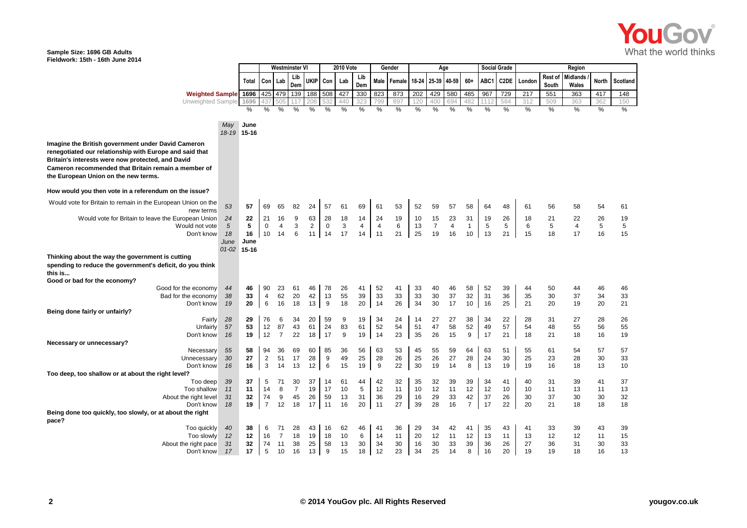**Sample Size: 1696 GB Adults**
**Fieldwork: 15th - 16th June 2014**

| | | | Westminster VI | | | | 2010 Vote | | | Gender | | Age | | | | Social Grade | | Region | | | | |
|---|---|---|---|---|---|---|---|---|---|---|---|---|---|---|---|---|---|---|---|---|---|---|
| | | Total | Con | Lab | Lib Dem | UKIP | Con | Lab | Lib Dem | Male | Female | 18-24 | 25-39 | 40-59 | 60+ | ABC1 | C2DE | London | Rest of South | Midlands / Wales | North | Scotland |
| **Weighted Sample** | | 1696 | 425 | 479 | 139 | 188 | 508 | 427 | 330 | 823 | 873 | 202 | 429 | 580 | 485 | 967 | 729 | 217 | 551 | 363 | 417 | 148 |
| Unweighted Sample | | 1696 | 437 | 505 | 117 | 208 | 532 | 440 | 323 | 799 | 897 | 120 | 400 | 694 | 482 | 1112 | 584 | 312 | 509 | 363 | 362 | 150 |
| | | % | % | % | % | % | % | % | % | % | % | % | % | % | % | % | % | % | % | % | % | % |
| | *May 18-19* | **June 15-16** | | | | | | | | | | | | | | | | | | | | |
| **Imagine the British government under David Cameron renegotiated our relationship with Europe and said that Britain's interests were now protected, and David Cameron recommended that Britain remain a member of the European Union on the new terms.** | | | | | | | | | | | | | | | | | | | | | | |
| **How would you then vote in a referendum on the issue?** | | | | | | | | | | | | | | | | | | | | | | |
| Would vote for Britain to remain in the European Union on the new terms | *53* | **57** | 69 | 65 | 82 | 24 | 57 | 61 | 69 | 61 | 53 | 52 | 59 | 57 | 58 | 64 | 48 | 61 | 56 | 58 | 54 | 61 |
| Would vote for Britain to leave the European Union | *24* | **22** | 21 | 16 | 9 | 63 | 28 | 18 | 14 | 24 | 19 | 10 | 15 | 23 | 31 | 19 | 26 | 18 | 21 | 22 | 26 | 19 |
| Would not vote | *5* | **5** | 0 | 4 | 3 | 2 | 0 | 3 | 4 | 4 | 6 | 13 | 7 | 4 | 1 | 5 | 5 | 6 | 5 | 4 | 5 | 5 |
| Don't know | *18* | **16** | 10 | 14 | 6 | 11 | 14 | 17 | 14 | 11 | 21 | 25 | 19 | 16 | 10 | 13 | 21 | 15 | 18 | 17 | 16 | 15 |
| | *June 01-02* | **June 15-16** | | | | | | | | | | | | | | | | | | | | |
| **Thinking about the way the government is cutting spending to reduce the government's deficit, do you think this is...** | | | | | | | | | | | | | | | | | | | | | | |
| **Good or bad for the economy?** | | | | | | | | | | | | | | | | | | | | | | |
| Good for the economy | *44* | **46** | 90 | 23 | 61 | 46 | 78 | 26 | 41 | 52 | 41 | 33 | 40 | 46 | 58 | 52 | 39 | 44 | 50 | 44 | 46 | 46 |
| Bad for the economy | *38* | **33** | 4 | 62 | 20 | 42 | 13 | 55 | 39 | 33 | 33 | 33 | 30 | 37 | 32 | 31 | 36 | 35 | 30 | 37 | 34 | 33 |
| Don't know | *19* | **20** | 6 | 16 | 18 | 13 | 9 | 18 | 20 | 14 | 26 | 34 | 30 | 17 | 10 | 16 | 25 | 21 | 20 | 19 | 20 | 21 |
| **Being done fairly or unfairly?** | | | | | | | | | | | | | | | | | | | | | | |
| Fairly | *28* | **29** | 76 | 6 | 34 | 20 | 59 | 9 | 19 | 34 | 24 | 14 | 27 | 27 | 38 | 34 | 22 | 28 | 31 | 27 | 28 | 26 |
| Unfairly | *57* | **53** | 12 | 87 | 43 | 61 | 24 | 83 | 61 | 52 | 54 | 51 | 47 | 58 | 52 | 49 | 57 | 54 | 48 | 55 | 56 | 55 |
| Don't know | *16* | **19** | 12 | 7 | 22 | 18 | 17 | 9 | 19 | 14 | 23 | 35 | 26 | 15 | 9 | 17 | 21 | 18 | 21 | 18 | 16 | 19 |
| **Necessary or unnecessary?** | | | | | | | | | | | | | | | | | | | | | | |
| Necessary | *55* | **58** | 94 | 36 | 69 | 60 | 85 | 36 | 56 | 63 | 53 | 45 | 55 | 59 | 64 | 63 | 51 | 55 | 61 | 54 | 57 | 57 |
| Unnecessary | *30* | **27** | 2 | 51 | 17 | 28 | 9 | 49 | 25 | 28 | 26 | 25 | 26 | 27 | 28 | 24 | 30 | 25 | 23 | 28 | 30 | 33 |
| Don't know | *16* | **16** | 3 | 14 | 13 | 12 | 6 | 15 | 19 | 9 | 22 | 30 | 19 | 14 | 8 | 13 | 19 | 19 | 16 | 18 | 13 | 10 |
| **Too deep, too shallow or at about the right level?** | | | | | | | | | | | | | | | | | | | | | | |
| Too deep | *39* | **37** | 5 | 71 | 30 | 37 | 14 | 61 | 44 | 42 | 32 | 35 | 32 | 39 | 39 | 34 | 41 | 40 | 31 | 39 | 41 | 37 |
| Too shallow | *11* | **11** | 14 | 8 | 7 | 19 | 17 | 10 | 5 | 12 | 11 | 10 | 12 | 11 | 12 | 12 | 10 | 10 | 11 | 13 | 11 | 13 |
| About the right level | *31* | **32** | 74 | 9 | 45 | 26 | 59 | 13 | 31 | 36 | 29 | 16 | 29 | 33 | 42 | 37 | 26 | 30 | 37 | 30 | 30 | 32 |
| Don't know | *18* | **19** | 7 | 12 | 18 | 17 | 11 | 16 | 20 | 11 | 27 | 39 | 28 | 16 | 7 | 17 | 22 | 20 | 21 | 18 | 18 | 18 |
| **Being done too quickly, too slowly, or at about the right pace?** | | | | | | | | | | | | | | | | | | | | | | |
| Too quickly | *40* | **38** | 6 | 71 | 28 | 43 | 16 | 62 | 46 | 41 | 36 | 29 | 34 | 42 | 41 | 35 | 43 | 41 | 33 | 39 | 43 | 39 |
| Too slowly | *12* | **12** | 16 | 7 | 18 | 19 | 18 | 10 | 6 | 14 | 11 | 20 | 12 | 11 | 12 | 13 | 11 | 13 | 12 | 12 | 11 | 15 |
| About the right pace | *31* | **32** | 74 | 11 | 38 | 25 | 58 | 13 | 30 | 34 | 30 | 16 | 30 | 33 | 39 | 36 | 26 | 27 | 36 | 31 | 30 | 33 |
| Don't know | *17* | **17** | 5 | 10 | 16 | 13 | 9 | 15 | 18 | 12 | 23 | 34 | 25 | 14 | 8 | 16 | 20 | 19 | 19 | 18 | 16 | 13 |

© 2014 YouGov plc. All Rights Reserved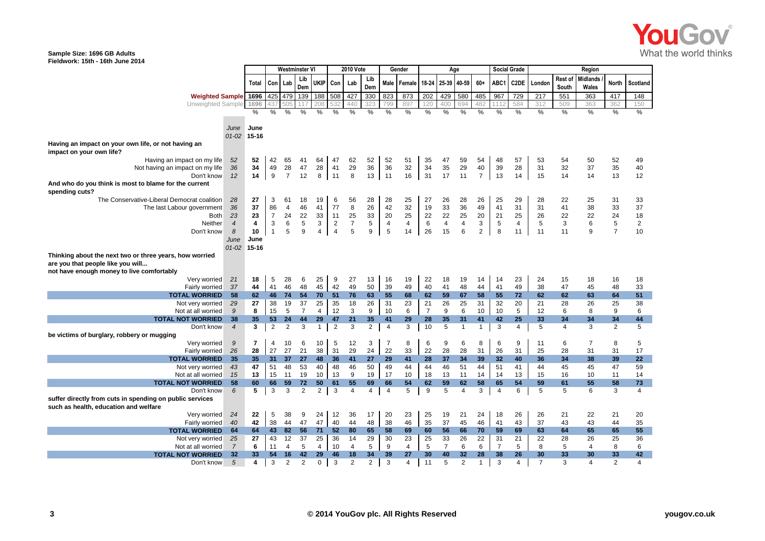**Sample Size: 1696 GB Adults**
**Fieldwork: 15th - 16th June 2014**

| | | Total | Westminster VI | | | | 2010 Vote | | | Gender | | Age | | | | Social Grade | | Region | | | | |
|---|---|---|---|---|---|---|---|---|---|---|---|---|---|---|---|---|---|---|---|---|---|---|
| | | | Con | Lab | Lib Dem | UKIP | Con | Lab | Lib Dem | Male | Female | 18-24 | 25-39 | 40-59 | 60+ | ABC1 | C2DE | London | Rest of South | Midlands / Wales | North | Scotland |
| **Weighted Sample** | | 1696 | 425 | 479 | 139 | 188 | 508 | 427 | 330 | 823 | 873 | 202 | 429 | 580 | 485 | 967 | 729 | 217 | 551 | 363 | 417 | 148 |
| Unweighted Sample | | 1696 | 437 | 505 | 117 | 208 | 532 | 440 | 323 | 799 | 897 | 120 | 400 | 694 | 482 | 1112 | 584 | 312 | 509 | 363 | 362 | 150 |
| | | % | % | % | % | % | % | % | % | % | % | % | % | % | % | % | % | % | % | % | % | % |
| | *June 01-02* | June 15-16 | | | | | | | | | | | | | | | | | | | | |
| **Having an impact on your own life, or not having an impact on your own life?** | | | | | | | | | | | | | | | | | | | | | | |
| Having an impact on my life | *52* | **52** | 42 | 65 | 41 | 64 | 47 | 62 | 52 | 52 | 51 | 35 | 47 | 59 | 54 | 48 | 57 | 53 | 54 | 50 | 52 | 49 |
| Not having an impact on my life | *36* | **34** | 49 | 28 | 47 | 28 | 41 | 29 | 36 | 36 | 32 | 34 | 35 | 29 | 40 | 39 | 28 | 31 | 32 | 37 | 35 | 40 |
| Don't know | *12* | **14** | 9 | 7 | 12 | 8 | 11 | 8 | 13 | 11 | 16 | 31 | 17 | 11 | 7 | 13 | 14 | 15 | 14 | 14 | 13 | 12 |
| **And who do you think is most to blame for the current spending cuts?** | | | | | | | | | | | | | | | | | | | | | | |
| The Conservative-Liberal Democrat coalition | *28* | **27** | 3 | 61 | 18 | 19 | 6 | 56 | 28 | 28 | 25 | 27 | 26 | 28 | 26 | 25 | 29 | 28 | 22 | 25 | 31 | 33 |
| The last Labour government | *36* | **37** | 86 | 4 | 46 | 41 | 77 | 8 | 26 | 42 | 32 | 19 | 33 | 36 | 49 | 41 | 31 | 31 | 41 | 38 | 33 | 37 |
| Both | *23* | **23** | 7 | 24 | 22 | 33 | 11 | 25 | 33 | 20 | 25 | 22 | 22 | 25 | 20 | 21 | 25 | 26 | 22 | 22 | 24 | 18 |
| Neither | *4* | **4** | 3 | 6 | 5 | 3 | 2 | 7 | 5 | 4 | 4 | 6 | 4 | 4 | 3 | 5 | 4 | 5 | 3 | 6 | 5 | 2 |
| Don't know | *8* | **10** | 1 | 5 | 9 | 4 | 4 | 5 | 9 | 5 | 14 | 26 | 15 | 6 | 2 | 8 | 11 | 11 | 11 | 9 | 7 | 10 |
| | *June 01-02* | June 15-16 | | | | | | | | | | | | | | | | | | | | |
| **Thinking about the next two or three years, how worried are you that people like you will...** | | | | | | | | | | | | | | | | | | | | | | |
| **not have enough money to live comfortably** | | | | | | | | | | | | | | | | | | | | | | |
| Very worried | *21* | **18** | 5 | 28 | 6 | 25 | 9 | 27 | 13 | 16 | 19 | 22 | 18 | 19 | 14 | 14 | 23 | 24 | 15 | 18 | 16 | 18 |
| Fairly worried | *37* | **44** | 41 | 46 | 48 | 45 | 42 | 49 | 50 | 39 | 49 | 40 | 41 | 48 | 44 | 41 | 49 | 38 | 47 | 45 | 48 | 33 |
| **TOTAL WORRIED** | *58* | **62** | **46** | **74** | **54** | **70** | **51** | **76** | **63** | **55** | **68** | **62** | **59** | **67** | **58** | **55** | **72** | **62** | **62** | **63** | **64** | **51** |
| Not very worried | *29* | **27** | 38 | 19 | 37 | 25 | 35 | 18 | 26 | 31 | 23 | 21 | 26 | 25 | 31 | 32 | 20 | 21 | 28 | 26 | 25 | 38 |
| Not at all worried | *9* | **8** | 15 | 5 | 7 | 4 | 12 | 3 | 9 | 10 | 6 | 7 | 9 | 6 | 10 | 10 | 5 | 12 | 6 | 8 | 9 | 6 |
| **TOTAL NOT WORRIED** | *38* | **35** | **53** | **24** | **44** | **29** | **47** | **21** | **35** | **41** | **29** | **28** | **35** | **31** | **41** | **42** | **25** | **33** | **34** | **34** | **34** | **44** |
| Don't know | *4* | **3** | 2 | 2 | 3 | 1 | 2 | 3 | 2 | 4 | 3 | 10 | 5 | 1 | 1 | 3 | 4 | 5 | 4 | 3 | 2 | 5 |
| **be victims of burglary, robbery or mugging** | | | | | | | | | | | | | | | | | | | | | | |
| Very worried | *9* | **7** | 4 | 10 | 6 | 10 | 5 | 12 | 3 | 7 | 8 | 6 | 9 | 6 | 8 | 6 | 9 | 11 | 6 | 7 | 8 | 5 |
| Fairly worried | *26* | **28** | 27 | 27 | 21 | 38 | 31 | 29 | 24 | 22 | 33 | 22 | 28 | 28 | 31 | 26 | 31 | 25 | 28 | 31 | 31 | 17 |
| **TOTAL WORRIED** | *35* | **35** | **31** | **37** | **27** | **48** | **36** | **41** | **27** | **29** | **41** | **28** | **37** | **34** | **39** | **32** | **40** | **36** | **34** | **38** | **39** | **22** |
| Not very worried | *43* | **47** | 51 | 48 | 53 | 40 | 48 | 46 | 50 | 49 | 44 | 44 | 46 | 51 | 44 | 51 | 41 | 44 | 45 | 45 | 47 | 59 |
| Not at all worried | *15* | **13** | 15 | 11 | 19 | 10 | 13 | 9 | 19 | 17 | 10 | 18 | 13 | 11 | 14 | 14 | 13 | 15 | 16 | 10 | 11 | 14 |
| **TOTAL NOT WORRIED** | *58* | **60** | **66** | **59** | **72** | **50** | **61** | **55** | **69** | **66** | **54** | **62** | **59** | **62** | **58** | **65** | **54** | **59** | **61** | **55** | **58** | **73** |
| Don't know | *6* | **5** | 3 | 3 | 2 | 2 | 3 | 4 | 4 | 4 | 5 | 9 | 5 | 4 | 3 | 4 | 6 | 5 | 5 | 6 | 3 | 4 |
| **suffer directly from cuts in spending on public services such as health, education and welfare** | | | | | | | | | | | | | | | | | | | | | | |
| Very worried | *24* | **22** | 5 | 38 | 9 | 24 | 12 | 36 | 17 | 20 | 23 | 25 | 19 | 21 | 24 | 18 | 26 | 26 | 21 | 22 | 21 | 20 |
| Fairly worried | *40* | **42** | 38 | 44 | 47 | 47 | 40 | 44 | 48 | 38 | 46 | 35 | 37 | 45 | 46 | 41 | 43 | 37 | 43 | 43 | 44 | 35 |
| **TOTAL WORRIED** | *64* | **64** | **43** | **82** | **56** | **71** | **52** | **80** | **65** | **58** | **69** | **60** | **56** | **66** | **70** | **59** | **69** | **63** | **64** | **65** | **65** | **55** |
| Not very worried | *25* | **27** | 43 | 12 | 37 | 25 | 36 | 14 | 29 | 30 | 23 | 25 | 33 | 26 | 22 | 31 | 21 | 22 | 28 | 26 | 25 | 36 |
| Not at all worried | *7* | **6** | 11 | 4 | 5 | 4 | 10 | 4 | 5 | 9 | 4 | 5 | 7 | 6 | 6 | 7 | 5 | 8 | 5 | 4 | 8 | 6 |
| **TOTAL NOT WORRIED** | *32* | **33** | **54** | **16** | **42** | **29** | **46** | **18** | **34** | **39** | **27** | **30** | **40** | **32** | **28** | **38** | **26** | **30** | **33** | **30** | **33** | **42** |
| Don't know | *5* | **4** | 3 | 2 | 2 | 0 | 3 | 2 | 2 | 3 | 4 | 11 | 5 | 2 | 1 | 3 | 4 | 7 | 3 | 4 | 2 | 4 |

© 2014 YouGov plc. All Rights Reserved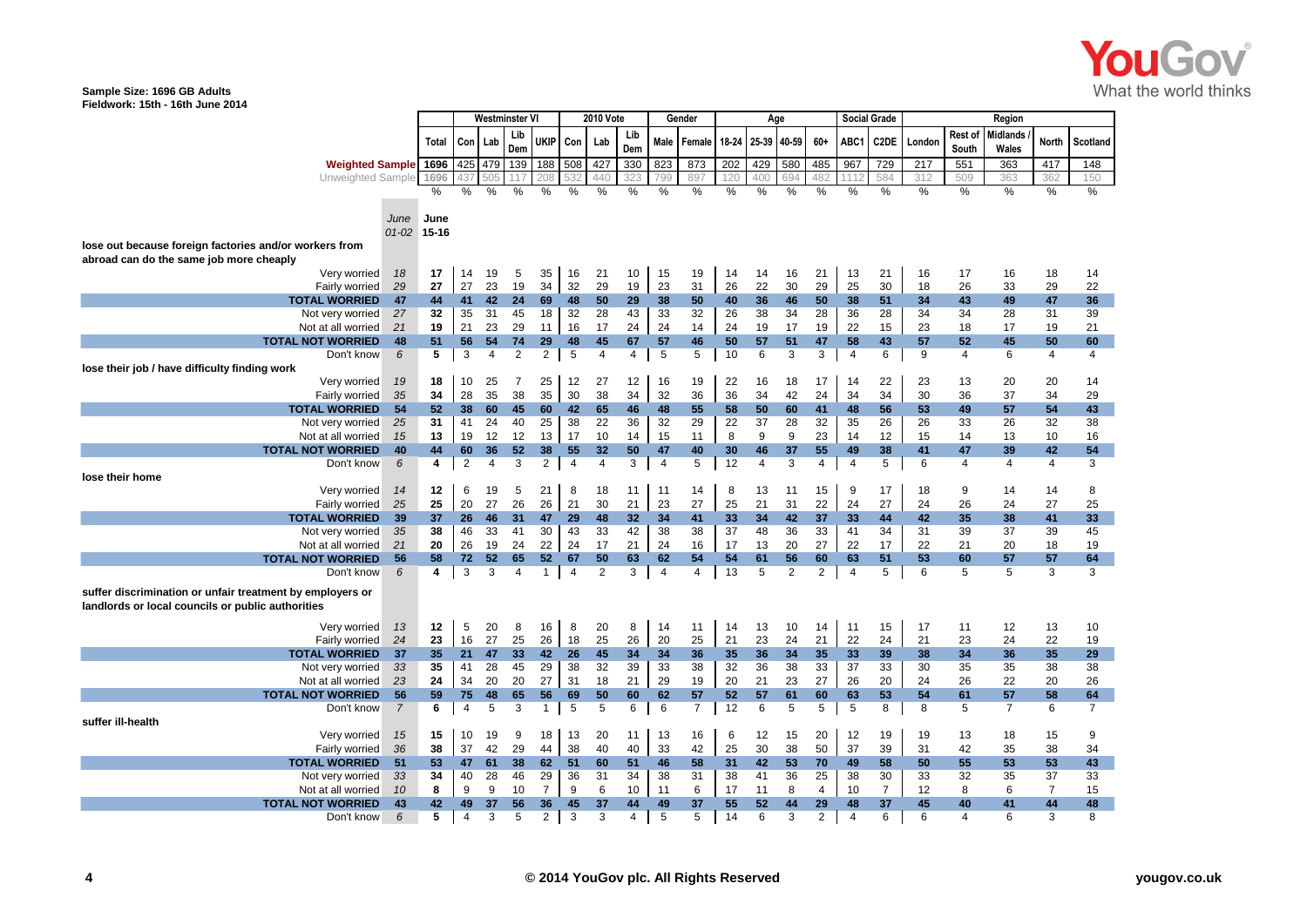Sample Size: 1696 GB Adults
Fieldwork: 15th - 16th June 2014

| | June 01-02 | June 15-16 | Westminster VI | | | | 2010 Vote | | | Gender | | Age | | | | Social Grade | | Region | | | | |
|---|---|---|---|---|---|---|---|---|---|---|---|---|---|---|---|---|---|---|---|---|---|---|
| | | Total | Con | Lab | Lib Dem | UKIP | Con | Lab | Lib Dem | Male | Female | 18-24 | 25-39 | 40-59 | 60+ | ABC1 | C2DE | London | Rest of South | Midlands / Wales | North | Scotland |
| Weighted Sample | | 1696 | 425 | 479 | 139 | 188 | 508 | 427 | 330 | 823 | 873 | 202 | 429 | 580 | 485 | 967 | 729 | 217 | 551 | 363 | 417 | 148 |
| Unweighted Sample | | 1696 | 437 | 505 | 117 | 208 | 532 | 440 | 323 | 799 | 897 | 120 | 400 | 694 | 482 | 1112 | 584 | 312 | 509 | 363 | 362 | 150 |
| | | % | % | % | % | % | % | % | % | % | % | % | % | % | % | % | % | % | % | % | % | % |
| **lose out because foreign factories and/or workers from abroad can do the same job more cheaply** | | | | | | | | | | | | | | | | | | | | | | |
| Very worried | 18 | 17 | 14 | 19 | 5 | 35 | 16 | 21 | 10 | 15 | 19 | 14 | 14 | 16 | 21 | 13 | 21 | 16 | 17 | 16 | 18 | 14 |
| Fairly worried | 29 | 27 | 27 | 23 | 19 | 34 | 32 | 29 | 19 | 23 | 31 | 26 | 22 | 30 | 29 | 25 | 30 | 18 | 26 | 33 | 29 | 22 |
| **TOTAL WORRIED** | 47 | 44 | 41 | 42 | 24 | 69 | 48 | 50 | 29 | 38 | 50 | 40 | 36 | 46 | 50 | 38 | 51 | 34 | 43 | 49 | 47 | 36 |
| Not very worried | 27 | 32 | 35 | 31 | 45 | 18 | 32 | 28 | 43 | 33 | 32 | 26 | 38 | 34 | 28 | 36 | 28 | 34 | 34 | 28 | 31 | 39 |
| Not at all worried | 21 | 19 | 21 | 23 | 29 | 11 | 16 | 17 | 24 | 24 | 14 | 24 | 19 | 17 | 19 | 22 | 15 | 23 | 18 | 17 | 19 | 21 |
| **TOTAL NOT WORRIED** | 48 | 51 | 56 | 54 | 74 | 29 | 48 | 45 | 67 | 57 | 46 | 50 | 57 | 51 | 47 | 58 | 43 | 57 | 52 | 45 | 50 | 60 |
| Don't know | 6 | 5 | 3 | 4 | 2 | 2 | 5 | 4 | 4 | 5 | 5 | 10 | 6 | 3 | 3 | 4 | 6 | 9 | 4 | 6 | 4 | 4 |
| **lose their job / have difficulty finding work** | | | | | | | | | | | | | | | | | | | | | | |
| Very worried | 19 | 18 | 10 | 25 | 7 | 25 | 12 | 27 | 12 | 16 | 19 | 22 | 16 | 18 | 17 | 14 | 22 | 23 | 13 | 20 | 20 | 14 |
| Fairly worried | 35 | 34 | 28 | 35 | 38 | 35 | 30 | 38 | 34 | 32 | 36 | 36 | 34 | 42 | 24 | 34 | 34 | 30 | 36 | 37 | 34 | 29 |
| **TOTAL WORRIED** | 54 | 52 | 38 | 60 | 45 | 60 | 42 | 65 | 46 | 48 | 55 | 58 | 50 | 60 | 41 | 48 | 56 | 53 | 49 | 57 | 54 | 43 |
| Not very worried | 25 | 31 | 41 | 24 | 40 | 25 | 38 | 22 | 36 | 32 | 29 | 22 | 37 | 28 | 32 | 35 | 26 | 26 | 33 | 26 | 32 | 38 |
| Not at all worried | 15 | 13 | 19 | 12 | 12 | 13 | 17 | 10 | 14 | 15 | 11 | 8 | 9 | 9 | 23 | 14 | 12 | 15 | 14 | 13 | 10 | 16 |
| **TOTAL NOT WORRIED** | 40 | 44 | 60 | 36 | 52 | 38 | 55 | 32 | 50 | 47 | 40 | 30 | 46 | 37 | 55 | 49 | 38 | 41 | 47 | 39 | 42 | 54 |
| Don't know | 6 | 4 | 2 | 4 | 3 | 2 | 4 | 4 | 3 | 4 | 5 | 12 | 4 | 3 | 4 | 4 | 5 | 6 | 4 | 4 | 4 | 3 |
| **lose their home** | | | | | | | | | | | | | | | | | | | | | | |
| Very worried | 14 | 12 | 6 | 19 | 5 | 21 | 8 | 18 | 11 | 11 | 14 | 8 | 13 | 11 | 15 | 9 | 17 | 18 | 9 | 14 | 14 | 8 |
| Fairly worried | 25 | 25 | 20 | 27 | 26 | 26 | 21 | 30 | 21 | 23 | 27 | 25 | 21 | 31 | 22 | 24 | 27 | 24 | 26 | 24 | 27 | 25 |
| **TOTAL WORRIED** | 39 | 37 | 26 | 46 | 31 | 47 | 29 | 48 | 32 | 34 | 41 | 33 | 34 | 42 | 37 | 33 | 44 | 42 | 35 | 38 | 41 | 33 |
| Not very worried | 35 | 38 | 46 | 33 | 41 | 30 | 43 | 33 | 42 | 38 | 38 | 37 | 48 | 36 | 33 | 41 | 34 | 31 | 39 | 37 | 39 | 45 |
| Not at all worried | 21 | 20 | 26 | 19 | 24 | 22 | 24 | 17 | 21 | 24 | 16 | 17 | 13 | 20 | 27 | 22 | 17 | 22 | 21 | 20 | 18 | 19 |
| **TOTAL NOT WORRIED** | 56 | 58 | 72 | 52 | 65 | 52 | 67 | 50 | 63 | 62 | 54 | 54 | 61 | 56 | 60 | 63 | 51 | 53 | 60 | 57 | 57 | 64 |
| Don't know | 6 | 4 | 3 | 3 | 4 | 1 | 4 | 2 | 3 | 4 | 4 | 13 | 5 | 2 | 2 | 4 | 5 | 6 | 5 | 5 | 3 | 3 |
| **suffer discrimination or unfair treatment by employers or landlords or local councils or public authorities** | | | | | | | | | | | | | | | | | | | | | | |
| Very worried | 13 | 12 | 5 | 20 | 8 | 16 | 8 | 20 | 8 | 14 | 11 | 14 | 13 | 10 | 14 | 11 | 15 | 17 | 11 | 12 | 13 | 10 |
| Fairly worried | 24 | 23 | 16 | 27 | 25 | 26 | 18 | 25 | 26 | 20 | 25 | 21 | 23 | 24 | 21 | 22 | 24 | 21 | 23 | 24 | 22 | 19 |
| **TOTAL WORRIED** | 37 | 35 | 21 | 47 | 33 | 42 | 26 | 45 | 34 | 34 | 36 | 35 | 36 | 34 | 35 | 33 | 39 | 38 | 34 | 36 | 35 | 29 |
| Not very worried | 33 | 35 | 41 | 28 | 45 | 29 | 38 | 32 | 39 | 33 | 38 | 32 | 36 | 38 | 33 | 37 | 33 | 30 | 35 | 35 | 38 | 38 |
| Not at all worried | 23 | 24 | 34 | 20 | 20 | 27 | 31 | 18 | 21 | 29 | 19 | 20 | 21 | 23 | 27 | 26 | 20 | 24 | 26 | 22 | 20 | 26 |
| **TOTAL NOT WORRIED** | 56 | 59 | 75 | 48 | 65 | 56 | 69 | 50 | 60 | 62 | 57 | 52 | 57 | 61 | 60 | 63 | 53 | 54 | 61 | 57 | 58 | 64 |
| Don't know | 7 | 6 | 4 | 5 | 3 | 1 | 5 | 5 | 6 | 6 | 7 | 12 | 6 | 5 | 5 | 5 | 8 | 8 | 5 | 7 | 6 | 7 |
| **suffer ill-health** | | | | | | | | | | | | | | | | | | | | | | |
| Very worried | 15 | 15 | 10 | 19 | 9 | 18 | 13 | 20 | 11 | 13 | 16 | 6 | 12 | 15 | 20 | 12 | 19 | 19 | 13 | 18 | 15 | 9 |
| Fairly worried | 36 | 38 | 37 | 42 | 29 | 44 | 38 | 40 | 40 | 33 | 42 | 25 | 30 | 38 | 50 | 37 | 39 | 31 | 42 | 35 | 38 | 34 |
| **TOTAL WORRIED** | 51 | 53 | 47 | 61 | 38 | 62 | 51 | 60 | 51 | 46 | 58 | 31 | 42 | 53 | 70 | 49 | 58 | 50 | 55 | 53 | 53 | 43 |
| Not very worried | 33 | 34 | 40 | 28 | 46 | 29 | 36 | 31 | 34 | 38 | 31 | 38 | 41 | 36 | 25 | 38 | 30 | 33 | 32 | 35 | 37 | 33 |
| Not at all worried | 10 | 8 | 9 | 9 | 10 | 7 | 9 | 6 | 10 | 11 | 6 | 17 | 11 | 8 | 4 | 10 | 7 | 12 | 8 | 6 | 7 | 15 |
| **TOTAL NOT WORRIED** | 43 | 42 | 49 | 37 | 56 | 36 | 45 | 37 | 44 | 49 | 37 | 55 | 52 | 44 | 29 | 48 | 37 | 45 | 40 | 41 | 44 | 48 |
| Don't know | 6 | 5 | 4 | 3 | 5 | 2 | 3 | 3 | 4 | 5 | 5 | 14 | 6 | 3 | 2 | 4 | 6 | 6 | 4 | 6 | 3 | 8 |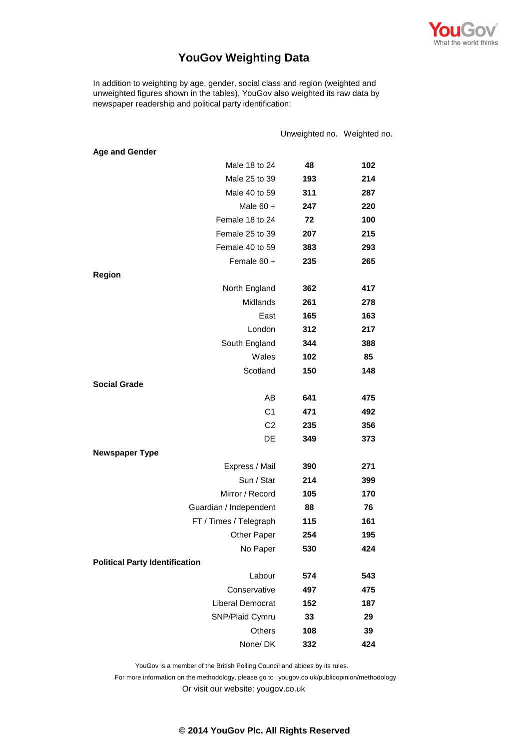# YouGov Weighting Data

In addition to weighting by age, gender, social class and region (weighted and unweighted figures shown in the tables), YouGov also weighted its raw data by newspaper readership and political party identification:

| | | Unweighted no. | Weighted no. |
|---|---|---|---|
| **Age and Gender** | | | |
| | Male 18 to 24 | **48** | **102** |
| | Male 25 to 39 | **193** | **214** |
| | Male 40 to 59 | **311** | **287** |
| | Male 60 + | **247** | **220** |
| | Female 18 to 24 | **72** | **100** |
| | Female 25 to 39 | **207** | **215** |
| | Female 40 to 59 | **383** | **293** |
| | Female 60 + | **235** | **265** |
| **Region** | | | |
| | North England | **362** | **417** |
| | Midlands | **261** | **278** |
| | East | **165** | **163** |
| | London | **312** | **217** |
| | South England | **344** | **388** |
| | Wales | **102** | **85** |
| | Scotland | **150** | **148** |
| **Social Grade** | | | |
| | AB | **641** | **475** |
| | C1 | **471** | **492** |
| | C2 | **235** | **356** |
| | DE | **349** | **373** |
| **Newspaper Type** | | | |
| | Express / Mail | **390** | **271** |
| | Sun / Star | **214** | **399** |
| | Mirror / Record | **105** | **170** |
| | Guardian / Independent | **88** | **76** |
| | FT / Times / Telegraph | **115** | **161** |
| | Other Paper | **254** | **195** |
| | No Paper | **530** | **424** |
| **Political Party Identification** | | | |
| | Labour | **574** | **543** |
| | Conservative | **497** | **475** |
| | Liberal Democrat | **152** | **187** |
| | SNP/Plaid Cymru | **33** | **29** |
| | Others | **108** | **39** |
| | None/ DK | **332** | **424** |

YouGov is a member of the British Polling Council and abides by its rules.

For more information on the methodology, please go to yougov.co.uk/publicopinion/methodology

Or visit our website: yougov.co.uk

**© 2014 YouGov Plc. All Rights Reserved**